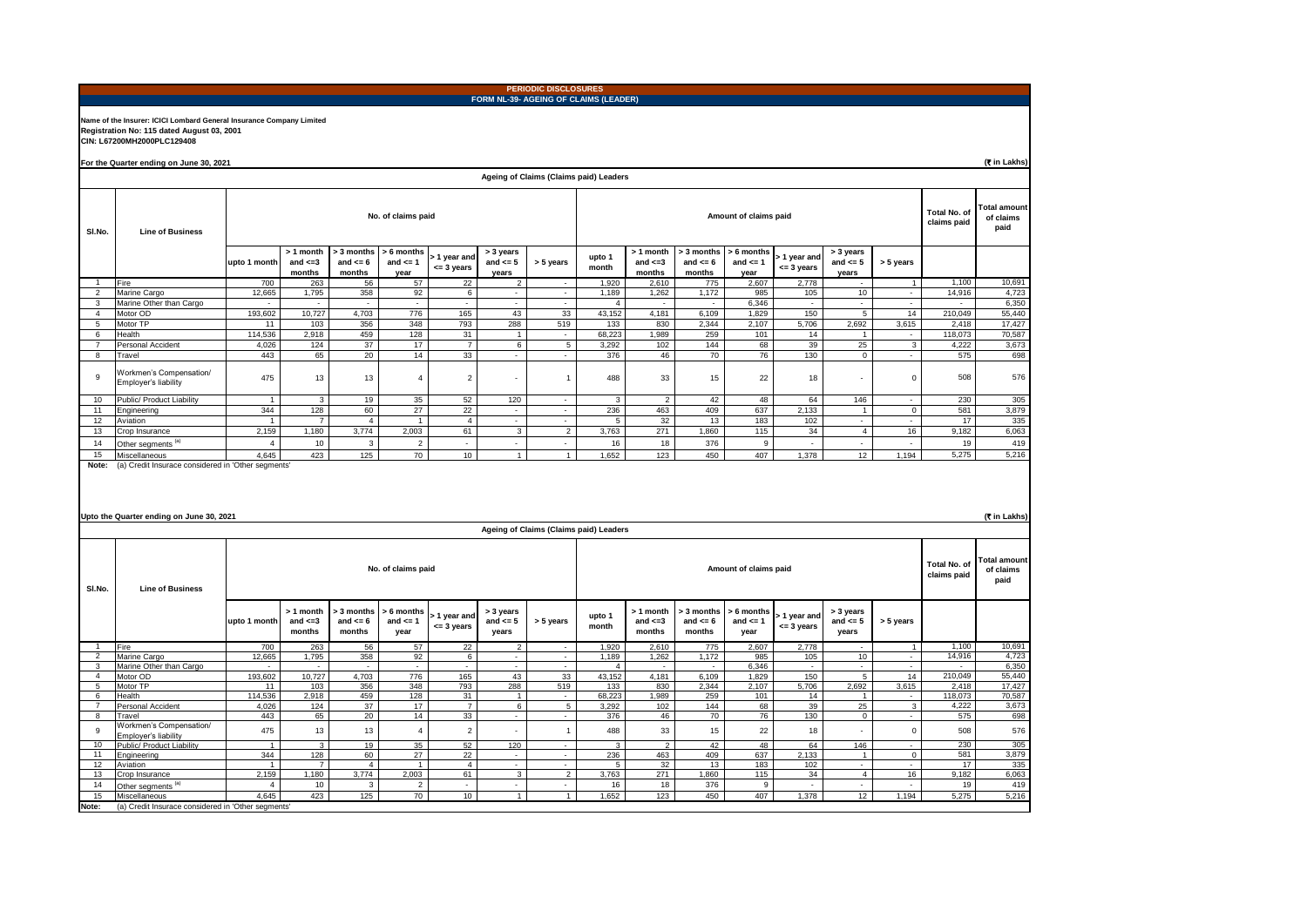# PERIODIC DISCLOSURES

## FORM NL-39- AGEING OF CLAIMS (LEADER)

**Name of the Insurer: ICICI Lombard General Insurance Company Limited**
**Registration No: 115 dated August 03, 2001**
**CIN: L67200MH2000PLC129408**

**For the Quarter ending on June 30, 2021** (₹ in Lakhs)

### Ageing of Claims (Claims paid) Leaders

| Sl.No. | Line of Business | No. of claims paid | | | | | | | Amount of claims paid | | | | | | | Total No. of claims paid | Total amount of claims paid |
|---|---|---|---|---|---|---|---|---|---|---|---|---|---|---|---|---|---|
| | | upto 1 month | > 1 month and <=3 months | > 3 months and <= 6 months | > 6 months and <= 1 year | > 1 year and <= 3 years | > 3 years and <= 5 years | > 5 years | upto 1 month | > 1 month and <=3 months | > 3 months and <= 6 months | > 6 months and <= 1 year | > 1 year and <= 3 years | > 3 years and <= 5 years | > 5 years | | |
| 1 | Fire | 700 | 263 | 56 | 57 | 22 | 2 | - | 1,920 | 2,610 | 775 | 2,607 | 2,778 | - | 1 | 1,100 | 10,691 |
| 2 | Marine Cargo | 12,665 | 1,795 | 358 | 92 | 6 | - | - | 1,189 | 1,262 | 1,172 | 985 | 105 | 10 | - | 14,916 | 4,723 |
| 3 | Marine Other than Cargo | - | - | - | - | - | - | - | 4 | - | - | 6,346 | - | - | - | - | 6,350 |
| 4 | Motor OD | 193,602 | 10,727 | 4,703 | 776 | 165 | 43 | 33 | 43,152 | 4,181 | 6,109 | 1,829 | 150 | 5 | 14 | 210,049 | 55,440 |
| 5 | Motor TP | 11 | 103 | 356 | 348 | 793 | 288 | 519 | 133 | 830 | 2,344 | 2,107 | 5,706 | 2,692 | 3,615 | 2,418 | 17,427 |
| 6 | Health | 114,536 | 2,918 | 459 | 128 | 31 | 1 | - | 68,223 | 1,989 | 259 | 101 | 14 | 1 | - | 118,073 | 70,587 |
| 7 | Personal Accident | 4,026 | 124 | 37 | 17 | 7 | 6 | 5 | 3,292 | 102 | 144 | 68 | 39 | 25 | 3 | 4,222 | 3,673 |
| 8 | Travel | 443 | 65 | 20 | 14 | 33 | - | - | 376 | 46 | 70 | 76 | 130 | 0 | - | 575 | 698 |
| 9 | Workmen's Compensation/ Employer's liability | 475 | 13 | 13 | 4 | 2 | - | 1 | 488 | 33 | 15 | 22 | 18 | - | 0 | 508 | 576 |
| 10 | Public/ Product Liability | 1 | 3 | 19 | 35 | 52 | 120 | - | 3 | 2 | 42 | 48 | 64 | 146 | - | 230 | 305 |
| 11 | Engineering | 344 | 128 | 60 | 27 | 22 | - | - | 236 | 463 | 409 | 637 | 2,133 | 1 | 0 | 581 | 3,879 |
| 12 | Aviation | 1 | 7 | 4 | 1 | 4 | - | - | 5 | 32 | 13 | 183 | 102 | - | - | 17 | 335 |
| 13 | Crop Insurance | 2,159 | 1,180 | 3,774 | 2,003 | 61 | 3 | 2 | 3,763 | 271 | 1,860 | 115 | 34 | 4 | 16 | 9,182 | 6,063 |
| 14 | Other segments [a] | 4 | 10 | 3 | 2 | - | - | - | 16 | 18 | 376 | 9 | - | - | - | 19 | 419 |
| 15 | Miscellaneous | 4,645 | 423 | 125 | 70 | 10 | 1 | 1 | 1,652 | 123 | 450 | 407 | 1,378 | 12 | 1,194 | 5,275 | 5,216 |

**Note:** (a) Credit Insurace considered in 'Other segments'

**Upto the Quarter ending on June 30, 2021** (₹ in Lakhs)

### Ageing of Claims (Claims paid) Leaders

| Sl.No. | Line of Business | No. of claims paid | | | | | | | Amount of claims paid | | | | | | | Total No. of claims paid | Total amount of claims paid |
|---|---|---|---|---|---|---|---|---|---|---|---|---|---|---|---|---|---|
| | | upto 1 month | > 1 month and <=3 months | > 3 months and <= 6 months | > 6 months and <= 1 year | > 1 year and <= 3 years | > 3 years and <= 5 years | > 5 years | upto 1 month | > 1 month and <=3 months | > 3 months and <= 6 months | > 6 months and <= 1 year | > 1 year and <= 3 years | > 3 years and <= 5 years | > 5 years | | |
| 1 | Fire | 700 | 263 | 56 | 57 | 22 | 2 | - | 1,920 | 2,610 | 775 | 2,607 | 2,778 | - | 1 | 1,100 | 10,691 |
| 2 | Marine Cargo | 12,665 | 1,795 | 358 | 92 | 6 | - | - | 1,189 | 1,262 | 1,172 | 985 | 105 | 10 | - | 14,916 | 4,723 |
| 3 | Marine Other than Cargo | - | - | - | - | - | - | - | 4 | - | - | 6,346 | - | - | - | - | 6,350 |
| 4 | Motor OD | 193,602 | 10,727 | 4,703 | 776 | 165 | 43 | 33 | 43,152 | 4,181 | 6,109 | 1,829 | 150 | 5 | 14 | 210,049 | 55,440 |
| 5 | Motor TP | 11 | 103 | 356 | 348 | 793 | 288 | 519 | 133 | 830 | 2,344 | 2,107 | 5,706 | 2,692 | 3,615 | 2,418 | 17,427 |
| 6 | Health | 114,536 | 2,918 | 459 | 128 | 31 | 1 | - | 68,223 | 1,989 | 259 | 101 | 14 | 1 | - | 118,073 | 70,587 |
| 7 | Personal Accident | 4,026 | 124 | 37 | 17 | 7 | 6 | 5 | 3,292 | 102 | 144 | 68 | 39 | 25 | 3 | 4,222 | 3,673 |
| 8 | Travel | 443 | 65 | 20 | 14 | 33 | - | - | 376 | 46 | 70 | 76 | 130 | 0 | - | 575 | 698 |
| 9 | Workmen's Compensation/ Employer's liability | 475 | 13 | 13 | 4 | 2 | - | 1 | 488 | 33 | 15 | 22 | 18 | - | 0 | 508 | 576 |
| 10 | Public/ Product Liability | 1 | 3 | 19 | 35 | 52 | 120 | - | 3 | 2 | 42 | 48 | 64 | 146 | - | 230 | 305 |
| 11 | Engineering | 344 | 128 | 60 | 27 | 22 | - | - | 236 | 463 | 409 | 637 | 2,133 | 1 | 0 | 581 | 3,879 |
| 12 | Aviation | 1 | 7 | 4 | 1 | 4 | - | - | 5 | 32 | 13 | 183 | 102 | - | - | 17 | 335 |
| 13 | Crop Insurance | 2,159 | 1,180 | 3,774 | 2,003 | 61 | 3 | 2 | 3,763 | 271 | 1,860 | 115 | 34 | 4 | 16 | 9,182 | 6,063 |
| 14 | Other segments [a] | 4 | 10 | 3 | 2 | - | - | - | 16 | 18 | 376 | 9 | - | - | - | 19 | 419 |
| 15 | Miscellaneous | 4,645 | 423 | 125 | 70 | 10 | 1 | 1 | 1,652 | 123 | 450 | 407 | 1,378 | 12 | 1,194 | 5,275 | 5,216 |

**Note:** (a) Credit Insurace considered in 'Other segments'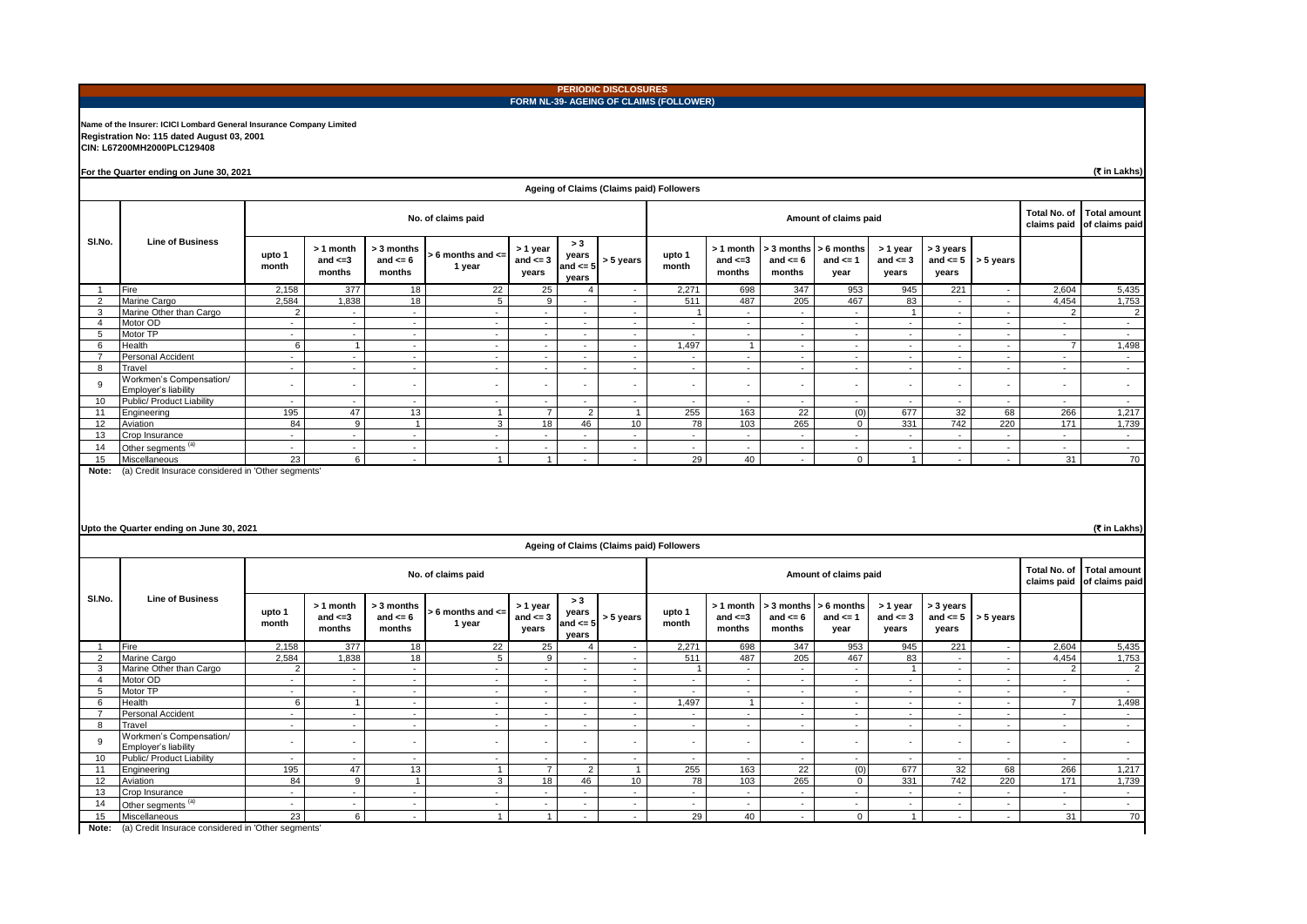# PERIODIC DISCLOSURES

## FORM NL-39- AGEING OF CLAIMS (FOLLOWER)

**Name of the Insurer: ICICI Lombard General Insurance Company Limited**
**Registration No: 115 dated August 03, 2001**
**CIN: L67200MH2000PLC129408**

**For the Quarter ending on June 30, 2021** (₹ in Lakhs)

### Ageing of Claims (Claims paid) Followers

| Sl.No. | Line of Business | No. of claims paid | | | | | | | Amount of claims paid | | | | | | | Total No. of claims paid | Total amount of claims paid |
|---|---|---|---|---|---|---|---|---|---|---|---|---|---|---|---|---|---|
| | | upto 1 month | > 1 month and <=3 months | > 3 months and <= 6 months | > 6 months and <= 1 year | > 1 year and <= 3 years | > 3 years and <= 5 years | > 5 years | upto 1 month | > 1 month and <=3 months | > 3 months and <= 6 months | > 6 months and <= 1 year | > 1 year and <= 3 years | > 3 years and <= 5 years | > 5 years | | |
| 1 | Fire | 2,158 | 377 | 18 | 22 | 25 | 4 | - | 2,271 | 698 | 347 | 953 | 945 | 221 | - | 2,604 | 5,435 |
| 2 | Marine Cargo | 2,584 | 1,838 | 18 | 5 | 9 | - | - | 511 | 487 | 205 | 467 | 83 | - | - | 4,454 | 1,753 |
| 3 | Marine Other than Cargo | 2 | - | - | - | - | - | - | 1 | - | - | - | 1 | - | - | 2 | 2 |
| 4 | Motor OD | - | - | - | - | - | - | - | - | - | - | - | - | - | - | - | - |
| 5 | Motor TP | - | - | - | - | - | - | - | - | - | - | - | - | - | - | - | - |
| 6 | Health | 6 | 1 | - | - | - | - | - | 1,497 | 1 | - | - | - | - | - | 7 | 1,498 |
| 7 | Personal Accident | - | - | - | - | - | - | - | - | - | - | - | - | - | - | - | - |
| 8 | Travel | - | - | - | - | - | - | - | - | - | - | - | - | - | - | - | - |
| 9 | Workmen's Compensation/ Employer's liability | - | - | - | - | - | - | - | - | - | - | - | - | - | - | - | - |
| 10 | Public/ Product Liability | - | - | - | - | - | - | - | - | - | - | - | - | - | - | - | - |
| 11 | Engineering | 195 | 47 | 13 | 1 | 7 | 2 | 1 | 255 | 163 | 22 | (0) | 677 | 32 | 68 | 266 | 1,217 |
| 12 | Aviation | 84 | 9 | 1 | 3 | 18 | 46 | 10 | 78 | 103 | 265 | 0 | 331 | 742 | 220 | 171 | 1,739 |
| 13 | Crop Insurance | - | - | - | - | - | - | - | - | - | - | - | - | - | - | - | - |
| 14 | Other segments [(a)] | - | - | - | - | - | - | - | - | - | - | - | - | - | - | - | - |
| 15 | Miscellaneous | 23 | 6 | - | 1 | 1 | - | - | 29 | 40 | - | 0 | 1 | - | - | 31 | 70 |

**Note:** (a) Credit Insurace considered in 'Other segments'

**Upto the Quarter ending on June 30, 2021** (₹ in Lakhs)

### Ageing of Claims (Claims paid) Followers

| Sl.No. | Line of Business | No. of claims paid | | | | | | | Amount of claims paid | | | | | | | Total No. of claims paid | Total amount of claims paid |
|---|---|---|---|---|---|---|---|---|---|---|---|---|---|---|---|---|---|
| | | upto 1 month | > 1 month and <=3 months | > 3 months and <= 6 months | > 6 months and <= 1 year | > 1 year and <= 3 years | > 3 years and <= 5 years | > 5 years | upto 1 month | > 1 month and <=3 months | > 3 months and <= 6 months | > 6 months and <= 1 year | > 1 year and <= 3 years | > 3 years and <= 5 years | > 5 years | | |
| 1 | Fire | 2,158 | 377 | 18 | 22 | 25 | 4 | - | 2,271 | 698 | 347 | 953 | 945 | 221 | - | 2,604 | 5,435 |
| 2 | Marine Cargo | 2,584 | 1,838 | 18 | 5 | 9 | - | - | 511 | 487 | 205 | 467 | 83 | - | - | 4,454 | 1,753 |
| 3 | Marine Other than Cargo | 2 | - | - | - | - | - | - | 1 | - | - | - | 1 | - | - | 2 | 2 |
| 4 | Motor OD | - | - | - | - | - | - | - | - | - | - | - | - | - | - | - | - |
| 5 | Motor TP | - | - | - | - | - | - | - | - | - | - | - | - | - | - | - | - |
| 6 | Health | 6 | 1 | - | - | - | - | - | 1,497 | 1 | - | - | - | - | - | 7 | 1,498 |
| 7 | Personal Accident | - | - | - | - | - | - | - | - | - | - | - | - | - | - | - | - |
| 8 | Travel | - | - | - | - | - | - | - | - | - | - | - | - | - | - | - | - |
| 9 | Workmen's Compensation/ Employer's liability | - | - | - | - | - | - | - | - | - | - | - | - | - | - | - | - |
| 10 | Public/ Product Liability | - | - | - | - | - | - | - | - | - | - | - | - | - | - | - | - |
| 11 | Engineering | 195 | 47 | 13 | 1 | 7 | 2 | 1 | 255 | 163 | 22 | (0) | 677 | 32 | 68 | 266 | 1,217 |
| 12 | Aviation | 84 | 9 | 1 | 3 | 18 | 46 | 10 | 78 | 103 | 265 | 0 | 331 | 742 | 220 | 171 | 1,739 |
| 13 | Crop Insurance | - | - | - | - | - | - | - | - | - | - | - | - | - | - | - | - |
| 14 | Other segments [(a)] | - | - | - | - | - | - | - | - | - | - | - | - | - | - | - | - |
| 15 | Miscellaneous | 23 | 6 | - | 1 | 1 | - | - | 29 | 40 | - | 0 | 1 | - | - | 31 | 70 |

**Note:** (a) Credit Insurace considered in 'Other segments'